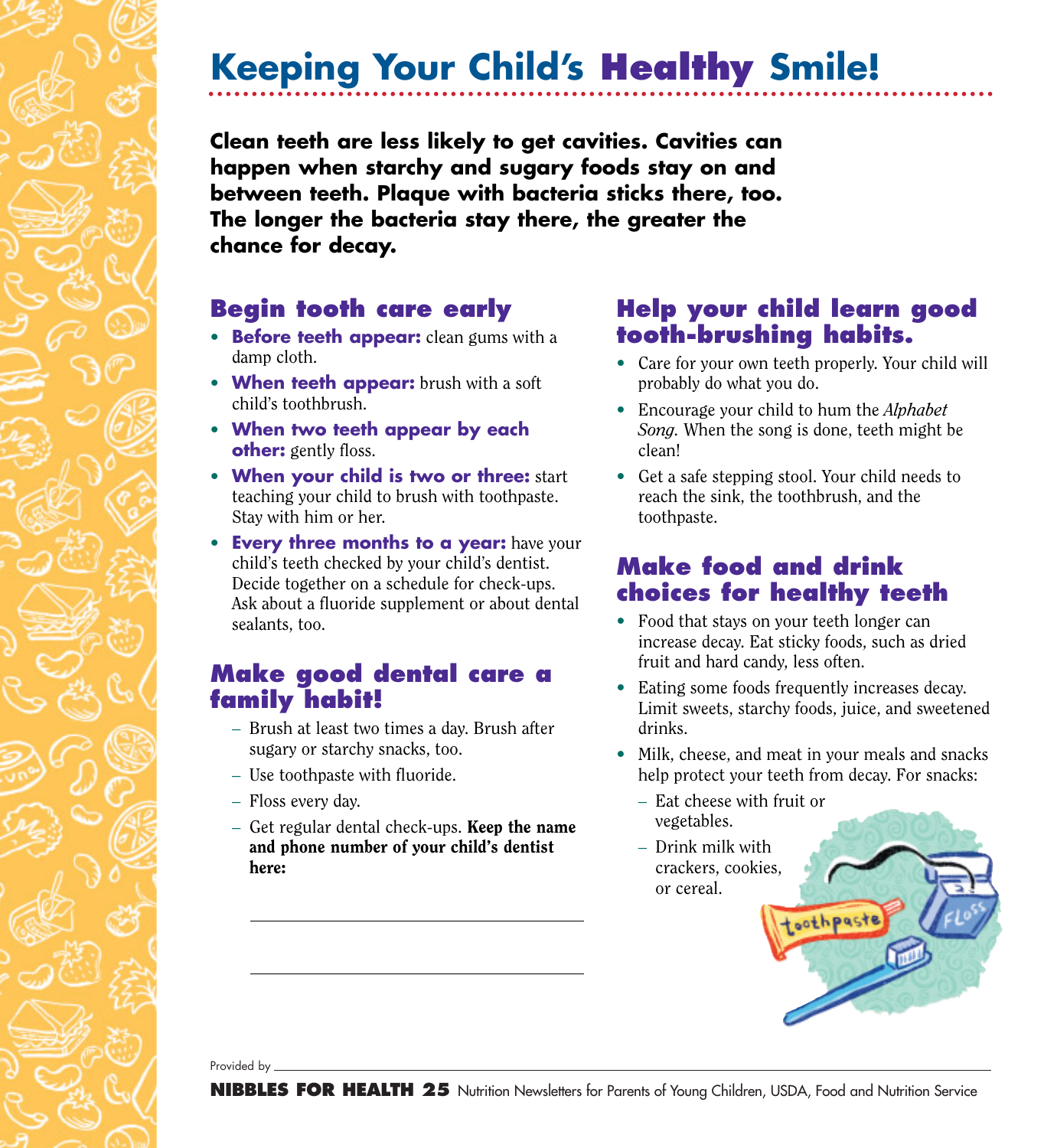# Keeping Your Child's Healthy Smile!

**Clean teeth are less likely to get cavities. Cavities can happen when starchy and sugary foods stay on and between teeth. Plaque with bacteria sticks there, too. The longer the bacteria stay there, the greater the chance for decay.**

## Begin tooth care early

- **Before teeth appear:** clean gums with a damp cloth.
- **When teeth appear:** brush with a soft child's toothbrush.
- **When two teeth appear by each other:** gently floss.
- **When your child is two or three:** start teaching your child to brush with toothpaste. Stay with him or her.
- **Every three months to a year:** have your child's teeth checked by your child's dentist. Decide together on a schedule for check-ups. Ask about a fluoride supplement or about dental sealants, too.

## Make good dental care a family habit!

- Brush at least two times a day. Brush after sugary or starchy snacks, too.
- Use toothpaste with fluoride.
- Floss every day.
- Get regular dental check-ups. **Keep the name and phone number of your child's dentist here:**

_______________________________

_______________________________

## Help your child learn good tooth-brushing habits.

- Care for your own teeth properly. Your child will probably do what you do.
- Encourage your child to hum the *Alphabet Song.* When the song is done, teeth might be clean!
- Get a safe stepping stool. Your child needs to reach the sink, the toothbrush, and the toothpaste.

## Make food and drink choices for healthy teeth

- Food that stays on your teeth longer can increase decay. Eat sticky foods, such as dried fruit and hard candy, less often.
- Eating some foods frequently increases decay. Limit sweets, starchy foods, juice, and sweetened drinks.
- Milk, cheese, and meat in your meals and snacks help protect your teeth from decay. For snacks:
  - Eat cheese with fruit or vegetables.
  - Drink milk with crackers, cookies, or cereal.

Provided by _______________________________

**NIBBLES FOR HEALTH 25** Nutrition Newsletters for Parents of Young Children, USDA, Food and Nutrition Service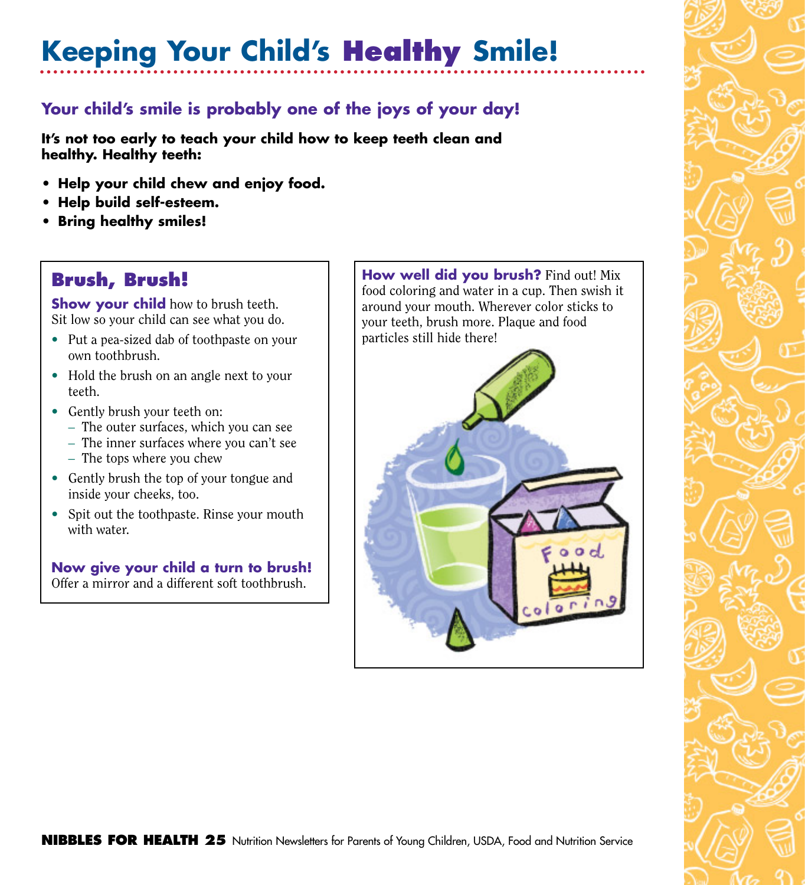# Keeping Your Child's **Healthy** Smile!

### Your child's smile is probably one of the joys of your day!

**It's not too early to teach your child how to keep teeth clean and healthy. Healthy teeth:**

- **Help your child chew and enjoy food.**
- **Help build self-esteem.**
- **Bring healthy smiles!**

## Brush, Brush!

**Show your child** how to brush teeth. Sit low so your child can see what you do.

- Put a pea-sized dab of toothpaste on your own toothbrush.
- Hold the brush on an angle next to your teeth.
- Gently brush your teeth on:
  - The outer surfaces, which you can see
  - The inner surfaces where you can't see
  - The tops where you chew
- Gently brush the top of your tongue and inside your cheeks, too.
- Spit out the toothpaste. Rinse your mouth with water.

**Now give your child a turn to brush!** Offer a mirror and a different soft toothbrush.

**How well did you brush?** Find out! Mix food coloring and water in a cup. Then swish it around your mouth. Wherever color sticks to your teeth, brush more. Plaque and food particles still hide there!

**NIBBLES FOR HEALTH 25** Nutrition Newsletters for Parents of Young Children, USDA, Food and Nutrition Service